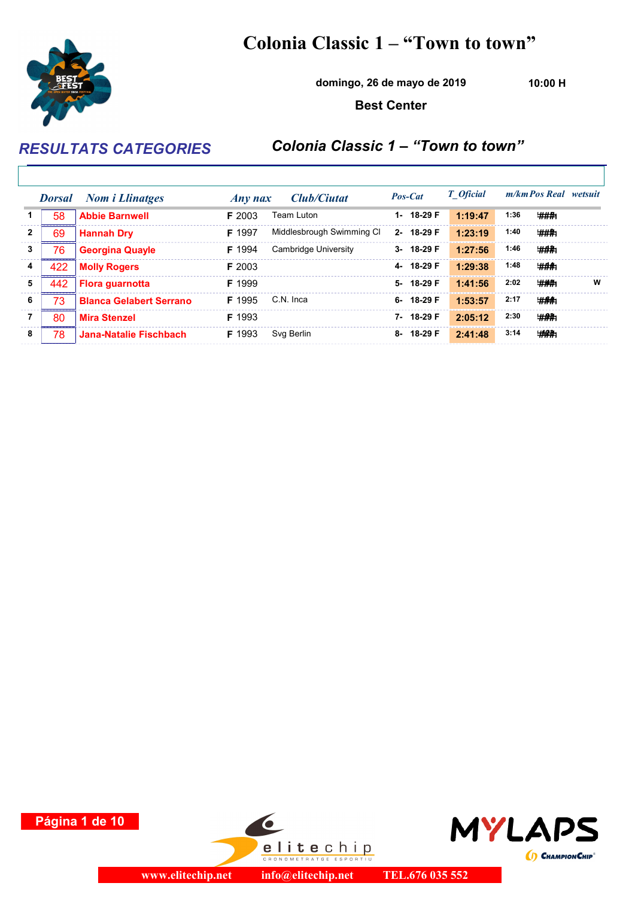# Colonia Classic 1 – "Town to town"

**domingo, 26 de mayo de 2019** **10:00 H**

**Best Center**

## RESULTATS CATEGORIES

## Colonia Classic 1 – "Town to town"

| | Dorsal | Nom i Llinatges | Any nax | Club/Ciutat | Pos-Cat | T_Oficial | m/km | Pos Real | wetsuit |
|---|---|---|---|---|---|---|---|---|---|
| 1 | 58 | Abbie Barnwell | F 2003 | Team Luton | 1- 18-29 F | 1:19:47 | 1:36 | ### | |
| 2 | 69 | Hannah Dry | F 1997 | Middlesbrough Swimming Cl | 2- 18-29 F | 1:23:19 | 1:40 | ### | |
| 3 | 76 | Georgina Quayle | F 1994 | Cambridge University | 3- 18-29 F | 1:27:56 | 1:46 | ### | |
| 4 | 422 | Molly Rogers | F 2003 | | 4- 18-29 F | 1:29:38 | 1:48 | ### | |
| 5 | 442 | Flora guarnotta | F 1999 | | 5- 18-29 F | 1:41:56 | 2:02 | ### | W |
| 6 | 73 | Blanca Gelabert Serrano | F 1995 | C.N. Inca | 6- 18-29 F | 1:53:57 | 2:17 | ### | |
| 7 | 80 | Mira Stenzel | F 1993 | | 7- 18-29 F | 2:05:12 | 2:30 | ### | |
| 8 | 78 | Jana-Natalie Fischbach | F 1993 | Svg Berlin | 8- 18-29 F | 2:41:48 | 3:14 | ### | |

www.elitechip.net info@elitechip.net TEL.676 035 552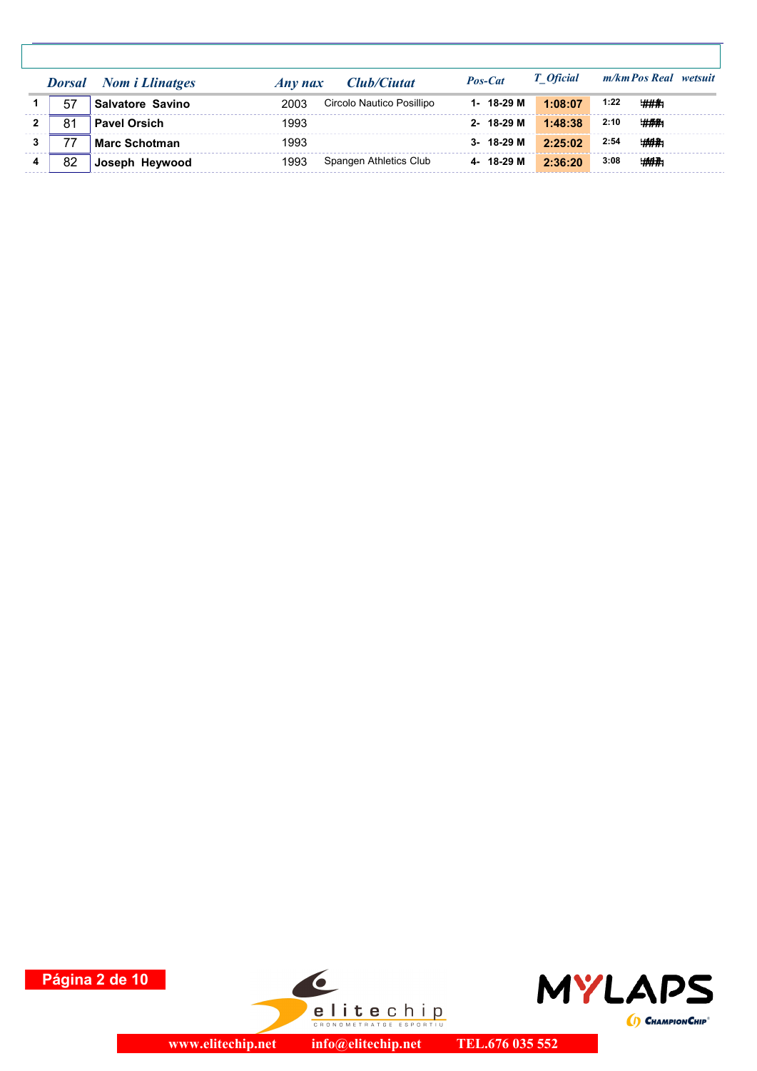| | Dorsal | Nom i Llinatges | Any nax | Club/Ciutat | Pos-Cat | T_Oficial | m/km | Pos Real | wetsuit |
|---|---|---|---|---|---|---|---|---|---|
| 1 | 57 | **Salvatore Savino** | 2003 | Circolo Nautico Posillipo | 1- 18-29 M | **1:08:07** | 1:22 | ### | |
| 2 | 81 | **Pavel Orsich** | 1993 | | 2- 18-29 M | **1:48:38** | 2:10 | ### | |
| 3 | 77 | **Marc Schotman** | 1993 | | 3- 18-29 M | **2:25:02** | 2:54 | ### | |
| 4 | 82 | **Joseph Heywood** | 1993 | Spangen Athletics Club | 4- 18-29 M | **2:36:20** | 3:08 | ### | |

www.elitechip.net info@elitechip.net TEL.676 035 552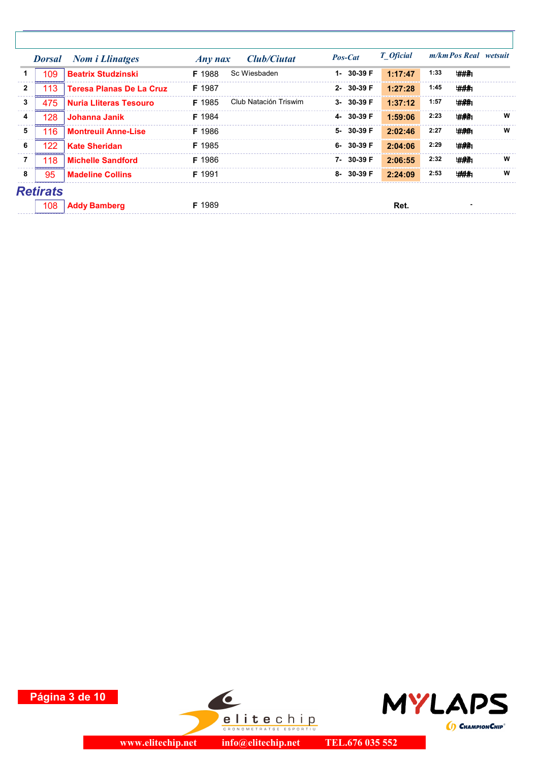| | Dorsal | Nom i Llinatges | Any nax | Club/Ciutat | Pos-Cat | T_Oficial | m/km | Pos Real | wetsuit |
|---|---|---|---|---|---|---|---|---|---|
| 1 | 109 | Beatrix Studzinski | F 1988 | Sc Wiesbaden | 1- 30-39 F | 1:17:47 | 1:33 | ### | |
| 2 | 113 | Teresa Planas De La Cruz | F 1987 | | 2- 30-39 F | 1:27:28 | 1:45 | ### | |
| 3 | 475 | Nuria Lliteras Tesouro | F 1985 | Club Natación Triswim | 3- 30-39 F | 1:37:12 | 1:57 | ### | |
| 4 | 128 | Johanna Janik | F 1984 | | 4- 30-39 F | 1:59:06 | 2:23 | ### | W |
| 5 | 116 | Montreuil Anne-Lise | F 1986 | | 5- 30-39 F | 2:02:46 | 2:27 | ### | W |
| 6 | 122 | Kate Sheridan | F 1985 | | 6- 30-39 F | 2:04:06 | 2:29 | ### | |
| 7 | 118 | Michelle Sandford | F 1986 | | 7- 30-39 F | 2:06:55 | 2:32 | ### | W |
| 8 | 95 | Madeline Collins | F 1991 | | 8- 30-39 F | 2:24:09 | 2:53 | ### | W |

## Retirats

| | Dorsal | Nom i Llinatges | Any nax | Club/Ciutat | Pos-Cat | T_Oficial | m/km | Pos Real | wetsuit |
|---|---|---|---|---|---|---|---|---|---|
| | 108 | Addy Bamberg | F 1989 | | | Ret. | | - | |

www.elitechip.net info@elitechip.net TEL.676 035 552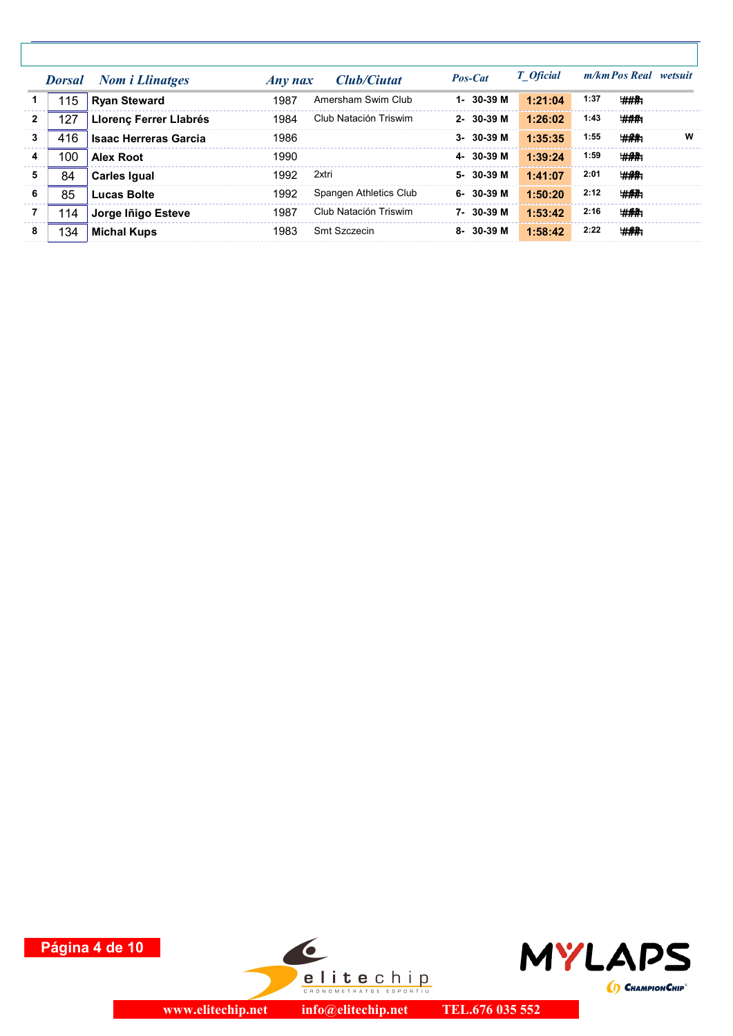| | Dorsal | Nom i Llinatges | Any nax | Club/Ciutat | Pos-Cat | T_Oficial | m/km | Pos Real | wetsuit |
|---|---|---|---|---|---|---|---|---|---|
| 1 | 115 | **Ryan Steward** | 1987 | Amersham Swim Club | 1- 30-39 M | 1:21:04 | 1:37 | ### | |
| 2 | 127 | **Llorenç Ferrer Llabrés** | 1984 | Club Natación Triswim | 2- 30-39 M | 1:26:02 | 1:43 | ### | |
| 3 | 416 | **Isaac Herreras Garcia** | 1986 | | 3- 30-39 M | 1:35:35 | 1:55 | ### | W |
| 4 | 100 | **Alex Root** | 1990 | | 4- 30-39 M | 1:39:24 | 1:59 | ### | |
| 5 | 84 | **Carles Igual** | 1992 | 2xtri | 5- 30-39 M | 1:41:07 | 2:01 | ### | |
| 6 | 85 | **Lucas Bolte** | 1992 | Spangen Athletics Club | 6- 30-39 M | 1:50:20 | 2:12 | ### | |
| 7 | 114 | **Jorge Iñigo Esteve** | 1987 | Club Natación Triswim | 7- 30-39 M | 1:53:42 | 2:16 | ### | |
| 8 | 134 | **Michal Kups** | 1983 | Smt Szczecin | 8- 30-39 M | 1:58:42 | 2:22 | ### | |

www.elitechip.net info@elitechip.net TEL.676 035 552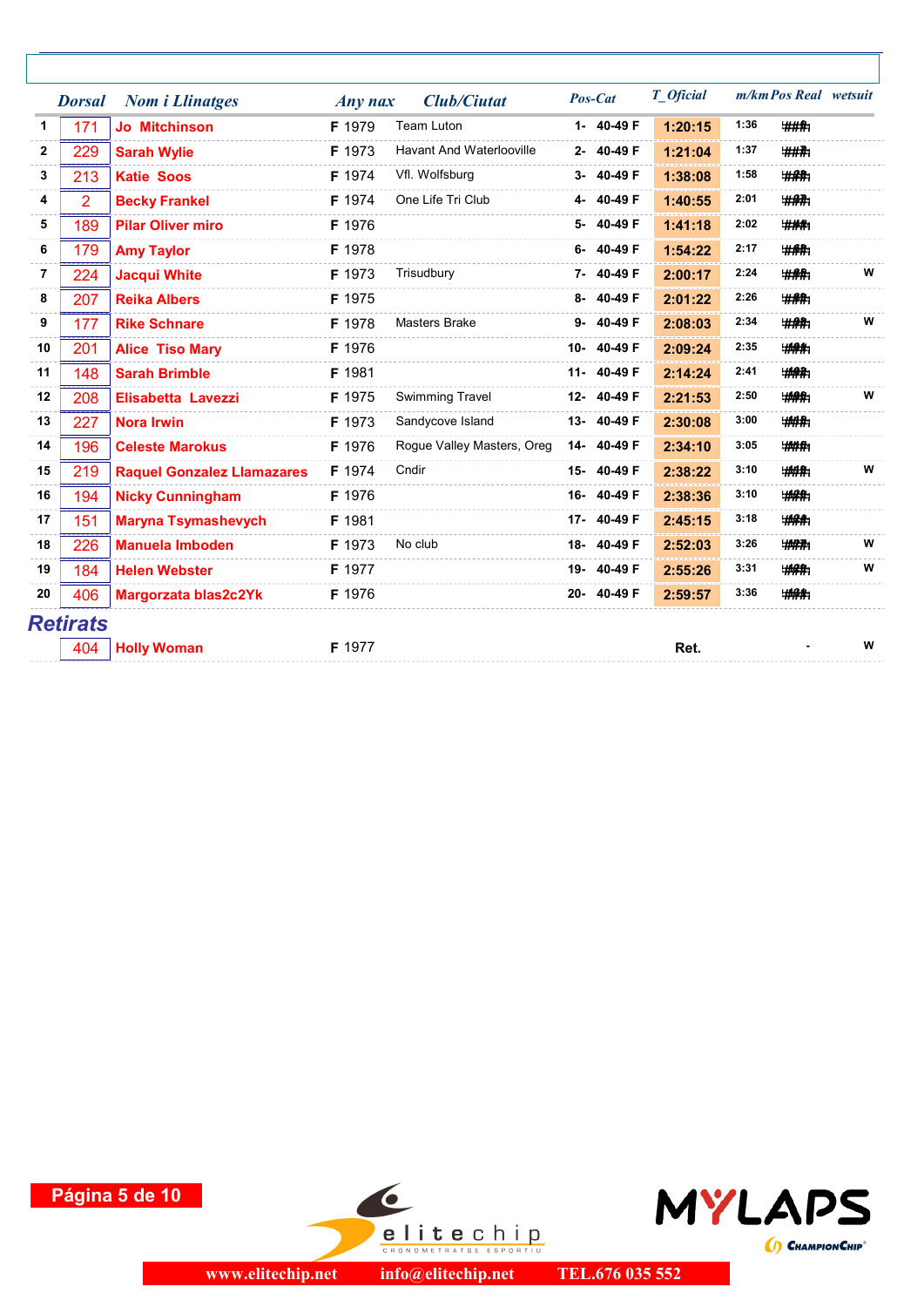| | Dorsal | Nom i Llinatges | Any nax | Club/Ciutat | Pos-Cat | T_Oficial | m/km | Pos Real | wetsuit |
|---|---|---|---|---|---|---|---|---|---|
| 1 | 171 | Jo Mitchinson | F 1979 | Team Luton | 1- 40-49 F | 1:20:15 | 1:36 | ### | |
| 2 | 229 | Sarah Wylie | F 1973 | Havant And Waterlooville | 2- 40-49 F | 1:21:04 | 1:37 | ### | |
| 3 | 213 | Katie Soos | F 1974 | Vfl. Wolfsburg | 3- 40-49 F | 1:38:08 | 1:58 | ### | |
| 4 | 2 | Becky Frankel | F 1974 | One Life Tri Club | 4- 40-49 F | 1:40:55 | 2:01 | ### | |
| 5 | 189 | Pilar Oliver miro | F 1976 | | 5- 40-49 F | 1:41:18 | 2:02 | ### | |
| 6 | 179 | Amy Taylor | F 1978 | | 6- 40-49 F | 1:54:22 | 2:17 | ### | |
| 7 | 224 | Jacqui White | F 1973 | Trisudbury | 7- 40-49 F | 2:00:17 | 2:24 | ### | W |
| 8 | 207 | Reika Albers | F 1975 | | 8- 40-49 F | 2:01:22 | 2:26 | ### | |
| 9 | 177 | Rike Schnare | F 1978 | Masters Brake | 9- 40-49 F | 2:08:03 | 2:34 | ### | W |
| 10 | 201 | Alice Tiso Mary | F 1976 | | 10- 40-49 F | 2:09:24 | 2:35 | ### | |
| 11 | 148 | Sarah Brimble | F 1981 | | 11- 40-49 F | 2:14:24 | 2:41 | ### | |
| 12 | 208 | Elisabetta Lavezzi | F 1975 | Swimming Travel | 12- 40-49 F | 2:21:53 | 2:50 | ### | W |
| 13 | 227 | Nora Irwin | F 1973 | Sandycove Island | 13- 40-49 F | 2:30:08 | 3:00 | ### | |
| 14 | 196 | Celeste Marokus | F 1976 | Rogue Valley Masters, Oreg | 14- 40-49 F | 2:34:10 | 3:05 | ### | |
| 15 | 219 | Raquel Gonzalez Llamazares | F 1974 | Cndir | 15- 40-49 F | 2:38:22 | 3:10 | ### | W |
| 16 | 194 | Nicky Cunningham | F 1976 | | 16- 40-49 F | 2:38:36 | 3:10 | ### | |
| 17 | 151 | Maryna Tsymashevych | F 1981 | | 17- 40-49 F | 2:45:15 | 3:18 | ### | |
| 18 | 226 | Manuela Imboden | F 1973 | No club | 18- 40-49 F | 2:52:03 | 3:26 | ### | W |
| 19 | 184 | Helen Webster | F 1977 | | 19- 40-49 F | 2:55:26 | 3:31 | ### | W |
| 20 | 406 | Margorzata blas2c2Yk | F 1976 | | 20- 40-49 F | 2:59:57 | 3:36 | ### | |

## Retirats

| | Dorsal | Nom i Llinatges | Any nax | Club/Ciutat | Pos-Cat | T_Oficial | m/km | Pos Real | wetsuit |
|---|---|---|---|---|---|---|---|---|---|
| | 404 | Holly Woman | F 1977 | | | Ret. | | - | W |

elitechip CRONOMETRATGE ESPORTIU

MYLAPS ChampionChip

www.elitechip.net info@elitechip.net TEL.676 035 552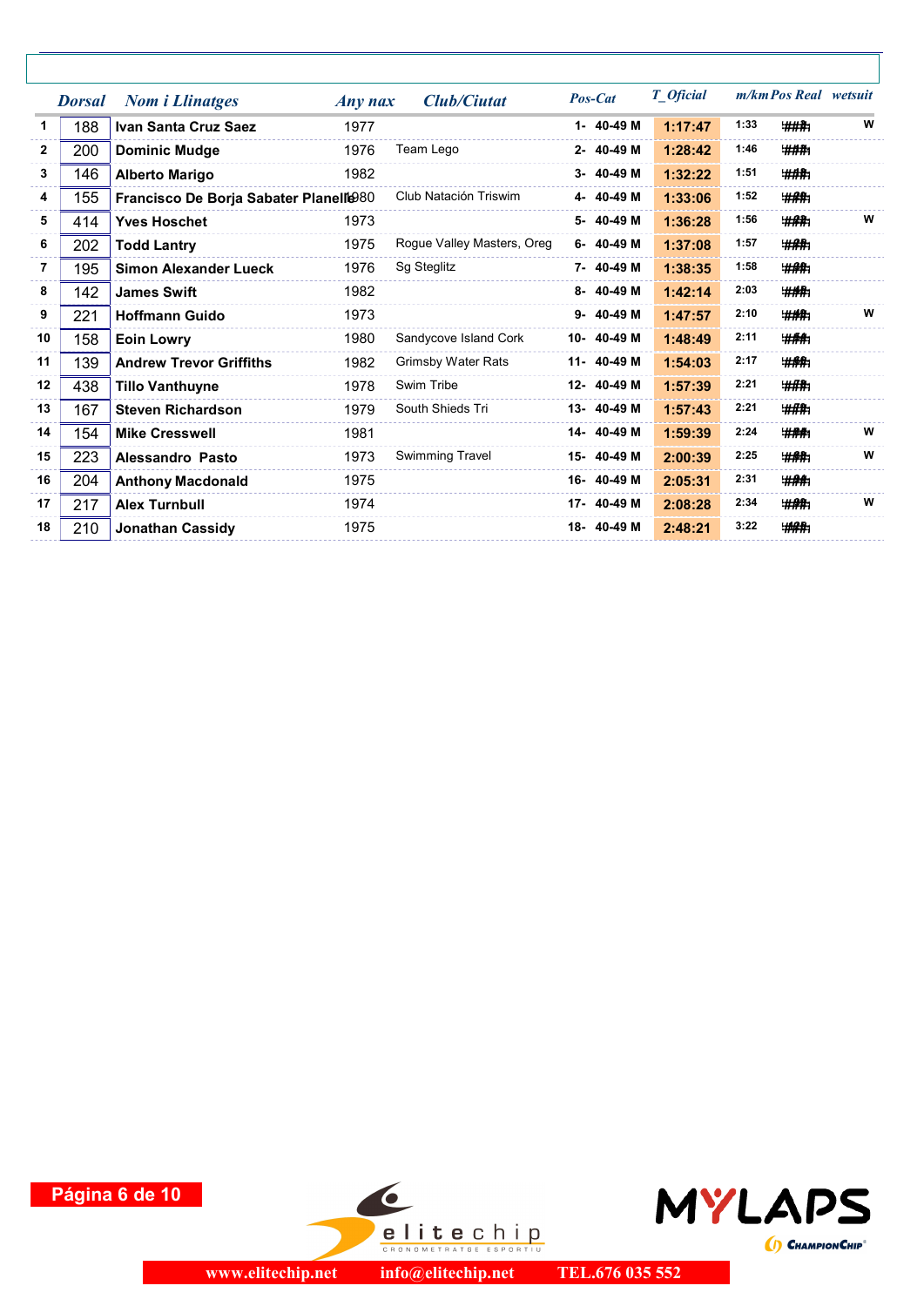| | Dorsal | Nom i Llinatges | Any nax | Club/Ciutat | Pos-Cat | T_Oficial | m/km | Pos Real | wetsuit |
|---|---|---|---|---|---|---|---|---|---|
| 1 | 188 | **Ivan Santa Cruz Saez** | 1977 | | 1- 40-49 M | 1:17:47 | 1:33 | ### | W |
| 2 | 200 | **Dominic Mudge** | 1976 | Team Lego | 2- 40-49 M | 1:28:42 | 1:46 | ### | |
| 3 | 146 | **Alberto Marigo** | 1982 | | 3- 40-49 M | 1:32:22 | 1:51 | ### | |
| 4 | 155 | **Francisco De Borja Sabater Planelle** | 1980 | Club Natación Triswim | 4- 40-49 M | 1:33:06 | 1:52 | ### | |
| 5 | 414 | **Yves Hoschet** | 1973 | | 5- 40-49 M | 1:36:28 | 1:56 | ### | W |
| 6 | 202 | **Todd Lantry** | 1975 | Rogue Valley Masters, Oreg | 6- 40-49 M | 1:37:08 | 1:57 | ### | |
| 7 | 195 | **Simon Alexander Lueck** | 1976 | Sg Steglitz | 7- 40-49 M | 1:38:35 | 1:58 | ### | |
| 8 | 142 | **James Swift** | 1982 | | 8- 40-49 M | 1:42:14 | 2:03 | ### | |
| 9 | 221 | **Hoffmann Guido** | 1973 | | 9- 40-49 M | 1:47:57 | 2:10 | ### | W |
| 10 | 158 | **Eoin Lowry** | 1980 | Sandycove Island Cork | 10- 40-49 M | 1:48:49 | 2:11 | ### | |
| 11 | 139 | **Andrew Trevor Griffiths** | 1982 | Grimsby Water Rats | 11- 40-49 M | 1:54:03 | 2:17 | ### | |
| 12 | 438 | **Tillo Vanthuyne** | 1978 | Swim Tribe | 12- 40-49 M | 1:57:39 | 2:21 | ### | |
| 13 | 167 | **Steven Richardson** | 1979 | South Shieds Tri | 13- 40-49 M | 1:57:43 | 2:21 | ### | |
| 14 | 154 | **Mike Cresswell** | 1981 | | 14- 40-49 M | 1:59:39 | 2:24 | ### | W |
| 15 | 223 | **Alessandro Pasto** | 1973 | Swimming Travel | 15- 40-49 M | 2:00:39 | 2:25 | ### | W |
| 16 | 204 | **Anthony Macdonald** | 1975 | | 16- 40-49 M | 2:05:31 | 2:31 | ### | |
| 17 | 217 | **Alex Turnbull** | 1974 | | 17- 40-49 M | 2:08:28 | 2:34 | ### | W |
| 18 | 210 | **Jonathan Cassidy** | 1975 | | 18- 40-49 M | 2:48:21 | 3:22 | ### | |

www.elitechip.net info@elitechip.net TEL.676 035 552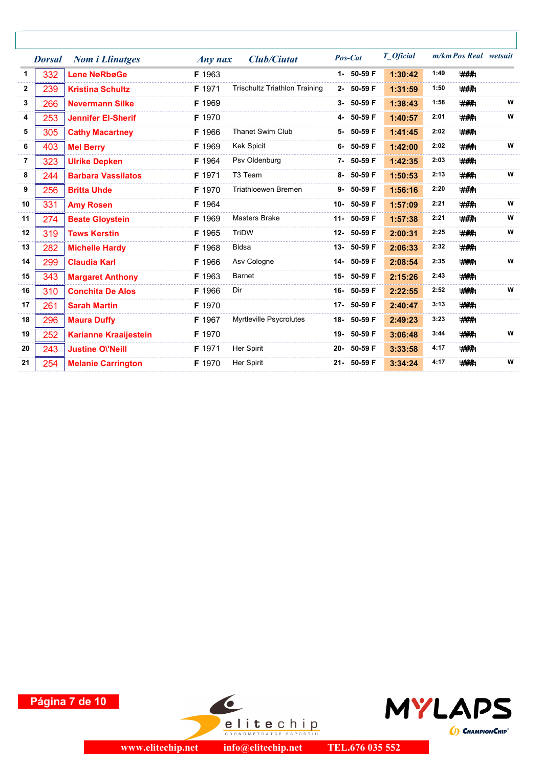| | Dorsal | Nom i Llinatges | Any nax | Club/Ciutat | Pos-Cat | | T_Oficial | m/km | Pos Real | wetsuit |
|---|---|---|---|---|---|---|---|---|---|---|
| 1 | 332 | **Lene NøRbøGe** | F 1963 | | 1- | 50-59 F | **1:30:42** | 1:49 | ### | |
| 2 | 239 | **Kristina Schultz** | F 1971 | Trischultz Triathlon Training | 2- | 50-59 F | **1:31:59** | 1:50 | ### | |
| 3 | 266 | **Nevermann Silke** | F 1969 | | 3- | 50-59 F | **1:38:43** | 1:58 | ### | W |
| 4 | 253 | **Jennifer El-Sherif** | F 1970 | | 4- | 50-59 F | **1:40:57** | 2:01 | ### | W |
| 5 | 305 | **Cathy Macartney** | F 1966 | Thanet Swim Club | 5- | 50-59 F | **1:41:45** | 2:02 | ### | |
| 6 | 403 | **Mel Berry** | F 1969 | Kek Spicit | 6- | 50-59 F | **1:42:00** | 2:02 | ### | W |
| 7 | 323 | **Ulrike Depken** | F 1964 | Psv Oldenburg | 7- | 50-59 F | **1:42:35** | 2:03 | ### | |
| 8 | 244 | **Barbara Vassilatos** | F 1971 | T3 Team | 8- | 50-59 F | **1:50:53** | 2:13 | ### | W |
| 9 | 256 | **Britta Uhde** | F 1970 | Triathloewen Bremen | 9- | 50-59 F | **1:56:16** | 2:20 | ### | |
| 10 | 331 | **Amy Rosen** | F 1964 | | 10- | 50-59 F | **1:57:09** | 2:21 | ### | W |
| 11 | 274 | **Beate Gloystein** | F 1969 | Masters Brake | 11- | 50-59 F | **1:57:38** | 2:21 | ### | W |
| 12 | 319 | **Tews Kerstin** | F 1965 | TriDW | 12- | 50-59 F | **2:00:31** | 2:25 | ### | W |
| 13 | 282 | **Michelle Hardy** | F 1968 | Bldsa | 13- | 50-59 F | **2:06:33** | 2:32 | ### | |
| 14 | 299 | **Claudia Karl** | F 1966 | Asv Cologne | 14- | 50-59 F | **2:08:54** | 2:35 | ### | W |
| 15 | 343 | **Margaret Anthony** | F 1963 | Barnet | 15- | 50-59 F | **2:15:26** | 2:43 | ### | |
| 16 | 310 | **Conchita De Alos** | F 1966 | Dir | 16- | 50-59 F | **2:22:55** | 2:52 | ### | W |
| 17 | 261 | **Sarah Martin** | F 1970 | | 17- | 50-59 F | **2:40:47** | 3:13 | ### | |
| 18 | 296 | **Maura Duffy** | F 1967 | Myrtleville Psycrolutes | 18- | 50-59 F | **2:49:23** | 3:23 | ### | |
| 19 | 252 | **Karianne Kraaijestein** | F 1970 | | 19- | 50-59 F | **3:06:48** | 3:44 | ### | W |
| 20 | 243 | **Justine O\'Neill** | F 1971 | Her Spirit | 20- | 50-59 F | **3:33:58** | 4:17 | ### | |
| 21 | 254 | **Melanie Carrington** | F 1970 | Her Spirit | 21- | 50-59 F | **3:34:24** | 4:17 | ### | W |

www.elitechip.net info@elitechip.net TEL.676 035 552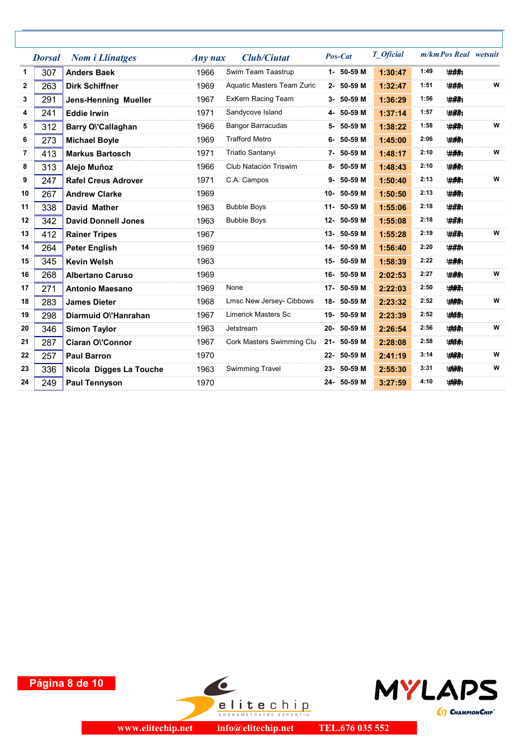|  | Dorsal | Nom i Llinatges | Any nax | Club/Ciutat | Pos-Cat | T_Oficial | m/km | Pos Real | wetsuit |
|---|---|---|---|---|---|---|---|---|---|
| 1 | 307 | **Anders Baek** | 1966 | Swim Team Taastrup | 1- 50-59 M | **1:30:47** | 1:49 | ### | |
| 2 | 263 | **Dirk Schiffner** | 1969 | Aquatic Masters Team Zuric | 2- 50-59 M | **1:32:47** | 1:51 | ### | W |
| 3 | 291 | **Jens-Henning Mueller** | 1967 | ExKern Racing Team | 3- 50-59 M | **1:36:29** | 1:56 | ### | |
| 4 | 241 | **Eddie Irwin** | 1971 | Sandycove Island | 4- 50-59 M | **1:37:14** | 1:57 | ### | |
| 5 | 312 | **Barry O\'Callaghan** | 1966 | Bangor Barracudas | 5- 50-59 M | **1:38:22** | 1:58 | ### | W |
| 6 | 273 | **Michael Boyle** | 1969 | Trafford Metro | 6- 50-59 M | **1:45:00** | 2:06 | ### | |
| 7 | 413 | **Markus Bartosch** | 1971 | Triatlo Santanyi | 7- 50-59 M | **1:48:17** | 2:10 | ### | W |
| 8 | 313 | **Alejo Muñoz** | 1966 | Club Natación Triswim | 8- 50-59 M | **1:48:43** | 2:10 | ### | |
| 9 | 247 | **Rafel Creus Adrover** | 1971 | C.A. Campos | 9- 50-59 M | **1:50:40** | 2:13 | ### | W |
| 10 | 267 | **Andrew Clarke** | 1969 | | 10- 50-59 M | **1:50:50** | 2:13 | ### | |
| 11 | 338 | **David Mather** | 1963 | Bubble Boys | 11- 50-59 M | **1:55:06** | 2:18 | ### | |
| 12 | 342 | **David Donnell Jones** | 1963 | Bubble Boys | 12- 50-59 M | **1:55:08** | 2:18 | ### | |
| 13 | 412 | **Rainer Tripes** | 1967 | | 13- 50-59 M | **1:55:28** | 2:19 | ### | W |
| 14 | 264 | **Peter English** | 1969 | | 14- 50-59 M | **1:56:40** | 2:20 | ### | |
| 15 | 345 | **Kevin Welsh** | 1963 | | 15- 50-59 M | **1:58:39** | 2:22 | ### | |
| 16 | 268 | **Albertano Caruso** | 1969 | | 16- 50-59 M | **2:02:53** | 2:27 | ### | W |
| 17 | 271 | **Antonio Maesano** | 1969 | None | 17- 50-59 M | **2:22:03** | 2:50 | ### | |
| 18 | 283 | **James Dieter** | 1968 | Lmsc New Jersey- Cibbows | 18- 50-59 M | **2:23:32** | 2:52 | ### | W |
| 19 | 298 | **Diarmuid O\'Hanrahan** | 1967 | Limerick Masters Sc | 19- 50-59 M | **2:23:39** | 2:52 | ### | |
| 20 | 346 | **Simon Taylor** | 1963 | Jetstream | 20- 50-59 M | **2:26:54** | 2:56 | ### | W |
| 21 | 287 | **Ciaran O\'Connor** | 1967 | Cork Masters Swimming Clu | 21- 50-59 M | **2:28:08** | 2:58 | ### | |
| 22 | 257 | **Paul Barron** | 1970 | | 22- 50-59 M | **2:41:19** | 3:14 | ### | W |
| 23 | 336 | **Nicola Digges La Touche** | 1963 | Swimming Travel | 23- 50-59 M | **2:55:30** | 3:31 | ### | W |
| 24 | 249 | **Paul Tennyson** | 1970 | | 24- 50-59 M | **3:27:59** | 4:10 | ### | |

www.elitechip.net info@elitechip.net TEL.676 035 552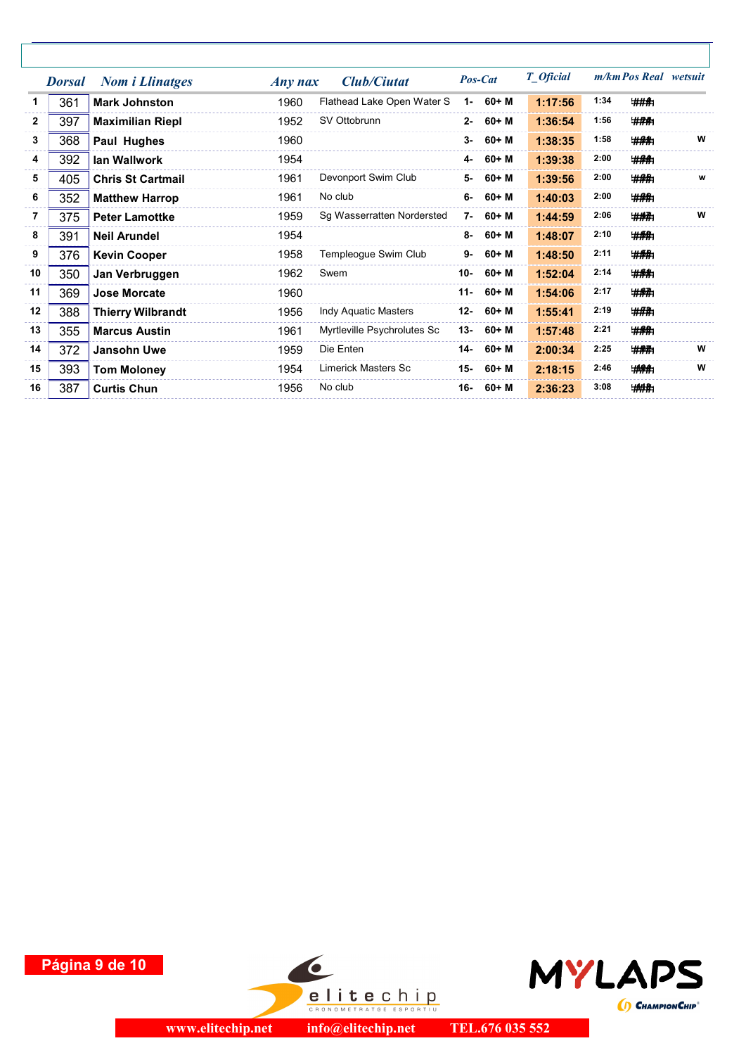| | Dorsal | Nom i Llinatges | Any nax | Club/Ciutat | Pos-Cat | | T_Oficial | m/km | Pos Real | wetsuit |
|---|---|---|---|---|---|---|---|---|---|---|
| 1 | 361 | **Mark Johnston** | 1960 | Flathead Lake Open Water S | 1- | 60+ M | 1:17:56 | 1:34 | ### | |
| 2 | 397 | **Maximilian Riepl** | 1952 | SV Ottobrunn | 2- | 60+ M | 1:36:54 | 1:56 | ### | |
| 3 | 368 | **Paul Hughes** | 1960 | | 3- | 60+ M | 1:38:35 | 1:58 | ### | W |
| 4 | 392 | **Ian Wallwork** | 1954 | | 4- | 60+ M | 1:39:38 | 2:00 | ### | |
| 5 | 405 | **Chris St Cartmail** | 1961 | Devonport Swim Club | 5- | 60+ M | 1:39:56 | 2:00 | ### | w |
| 6 | 352 | **Matthew Harrop** | 1961 | No club | 6- | 60+ M | 1:40:03 | 2:00 | ### | |
| 7 | 375 | **Peter Lamottke** | 1959 | Sg Wasserratten Nordersted | 7- | 60+ M | 1:44:59 | 2:06 | ### | W |
| 8 | 391 | **Neil Arundel** | 1954 | | 8- | 60+ M | 1:48:07 | 2:10 | ### | |
| 9 | 376 | **Kevin Cooper** | 1958 | Templeogue Swim Club | 9- | 60+ M | 1:48:50 | 2:11 | ### | |
| 10 | 350 | **Jan Verbruggen** | 1962 | Swem | 10- | 60+ M | 1:52:04 | 2:14 | ### | |
| 11 | 369 | **Jose Morcate** | 1960 | | 11- | 60+ M | 1:54:06 | 2:17 | ### | |
| 12 | 388 | **Thierry Wilbrandt** | 1956 | Indy Aquatic Masters | 12- | 60+ M | 1:55:41 | 2:19 | ### | |
| 13 | 355 | **Marcus Austin** | 1961 | Myrtleville Psychrolutes Sc | 13- | 60+ M | 1:57:48 | 2:21 | ### | |
| 14 | 372 | **Jansohn Uwe** | 1959 | Die Enten | 14- | 60+ M | 2:00:34 | 2:25 | ### | W |
| 15 | 393 | **Tom Moloney** | 1954 | Limerick Masters Sc | 15- | 60+ M | 2:18:15 | 2:46 | ### | W |
| 16 | 387 | **Curtis Chun** | 1956 | No club | 16- | 60+ M | 2:36:23 | 3:08 | ### | |

www.elitechip.net info@elitechip.net TEL.676 035 552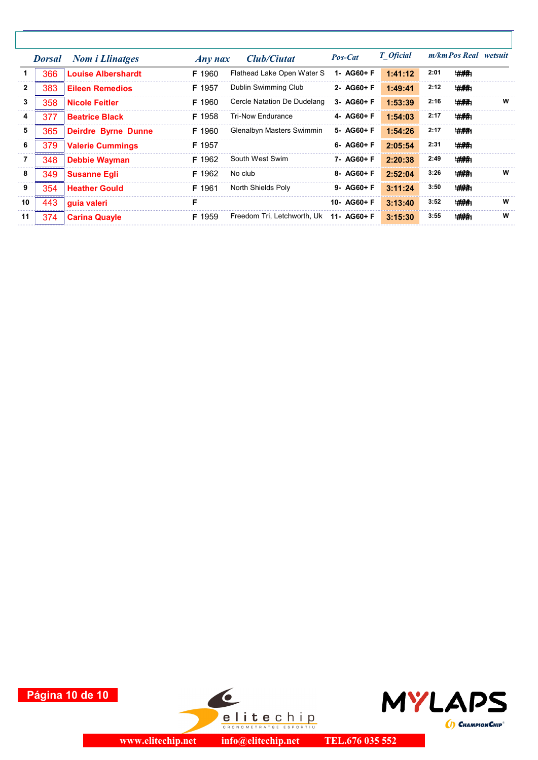| | Dorsal | Nom i Llinatges | Any nax | Club/Ciutat | Pos-Cat | T_Oficial | m/km | Pos Real | wetsuit |
|---|---|---|---|---|---|---|---|---|---|
| 1 | 366 | **Louise Albershardt** | **F** 1960 | Flathead Lake Open Water S | 1- AG60+ F | **1:41:12** | 2:01 | ### | |
| 2 | 383 | **Eileen Remedios** | **F** 1957 | Dublin Swimming Club | 2- AG60+ F | **1:49:41** | 2:12 | ### | |
| 3 | 358 | **Nicole Feitler** | **F** 1960 | Cercle Natation De Dudelang | 3- AG60+ F | **1:53:39** | 2:16 | ### | W |
| 4 | 377 | **Beatrice Black** | **F** 1958 | Tri-Now Endurance | 4- AG60+ F | **1:54:03** | 2:17 | ### | |
| 5 | 365 | **Deirdre Byrne Dunne** | **F** 1960 | Glenalbyn Masters Swimmin | 5- AG60+ F | **1:54:26** | 2:17 | ### | |
| 6 | 379 | **Valerie Cummings** | **F** 1957 | | 6- AG60+ F | **2:05:54** | 2:31 | ### | |
| 7 | 348 | **Debbie Wayman** | **F** 1962 | South West Swim | 7- AG60+ F | **2:20:38** | 2:49 | ### | |
| 8 | 349 | **Susanne Egli** | **F** 1962 | No club | 8- AG60+ F | **2:52:04** | 3:26 | ### | W |
| 9 | 354 | **Heather Gould** | **F** 1961 | North Shields Poly | 9- AG60+ F | **3:11:24** | 3:50 | ### | |
| 10 | 443 | **guia valeri** | **F** | | 10- AG60+ F | **3:13:40** | 3:52 | ### | W |
| 11 | 374 | **Carina Quayle** | **F** 1959 | Freedom Tri, Letchworth, Uk | 11- AG60+ F | **3:15:30** | 3:55 | ### | W |

www.elitechip.net info@elitechip.net TEL.676 035 552